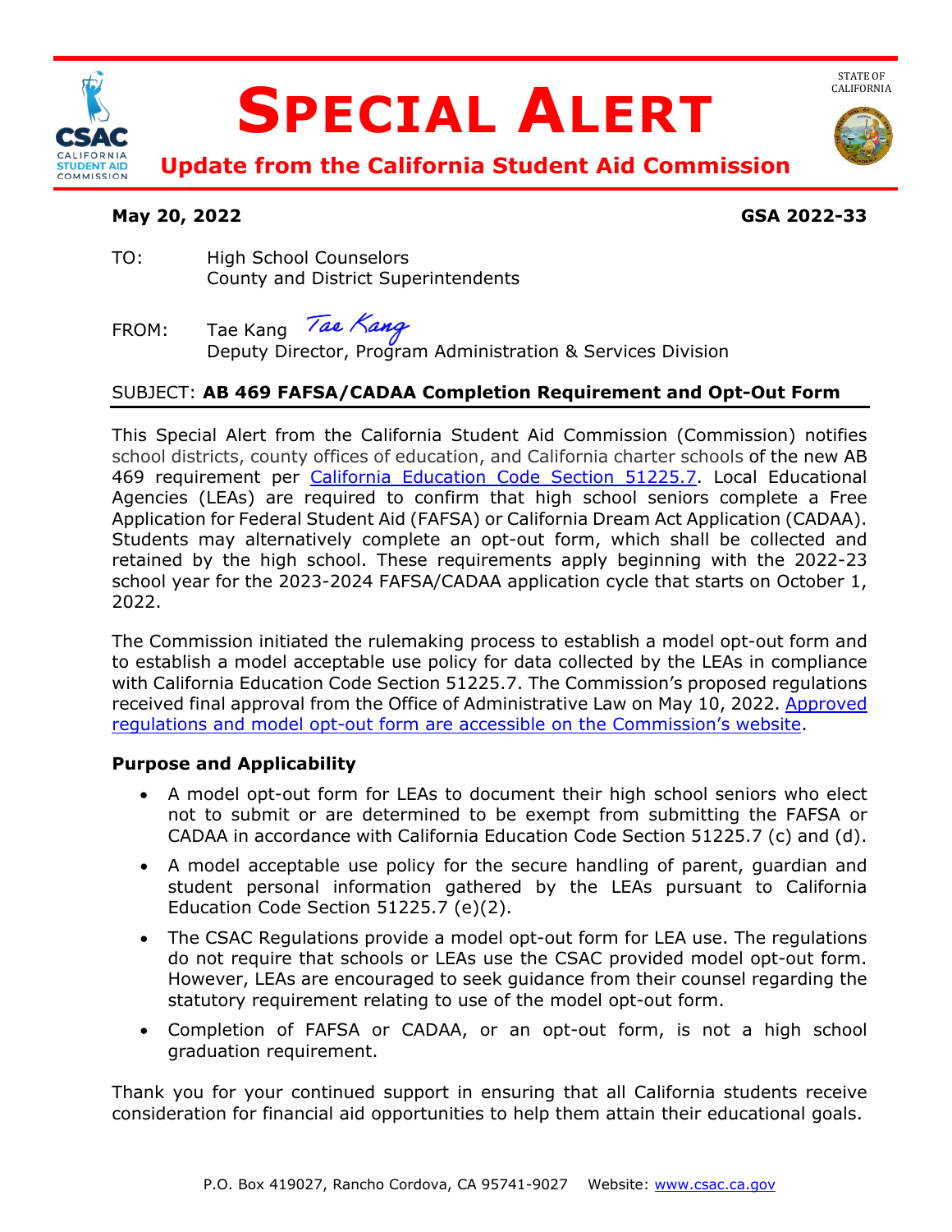# SPECIAL ALERT

## Update from the California Student Aid Commission

STATE OF CALIFORNIA

**May 20, 2022** **GSA 2022-33**

TO: High School Counselors
County and District Superintendents

FROM: Tae Kang *Tae Kang*
Deputy Director, Program Administration & Services Division

SUBJECT: **AB 469 FAFSA/CADAA Completion Requirement and Opt-Out Form**

This Special Alert from the California Student Aid Commission (Commission) notifies school districts, county offices of education, and California charter schools of the new AB 469 requirement per [California Education Code Section 51225.7](). Local Educational Agencies (LEAs) are required to confirm that high school seniors complete a Free Application for Federal Student Aid (FAFSA) or California Dream Act Application (CADAA). Students may alternatively complete an opt-out form, which shall be collected and retained by the high school. These requirements apply beginning with the 2022-23 school year for the 2023-2024 FAFSA/CADAA application cycle that starts on October 1, 2022.

The Commission initiated the rulemaking process to establish a model opt-out form and to establish a model acceptable use policy for data collected by the LEAs in compliance with California Education Code Section 51225.7. The Commission's proposed regulations received final approval from the Office of Administrative Law on May 10, 2022. [Approved regulations and model opt-out form are accessible on the Commission's website]().

**Purpose and Applicability**

- A model opt-out form for LEAs to document their high school seniors who elect not to submit or are determined to be exempt from submitting the FAFSA or CADAA in accordance with California Education Code Section 51225.7 (c) and (d).
- A model acceptable use policy for the secure handling of parent, guardian and student personal information gathered by the LEAs pursuant to California Education Code Section 51225.7 (e)(2).
- The CSAC Regulations provide a model opt-out form for LEA use. The regulations do not require that schools or LEAs use the CSAC provided model opt-out form. However, LEAs are encouraged to seek guidance from their counsel regarding the statutory requirement relating to use of the model opt-out form.
- Completion of FAFSA or CADAA, or an opt-out form, is not a high school graduation requirement.

Thank you for your continued support in ensuring that all California students receive consideration for financial aid opportunities to help them attain their educational goals.

P.O. Box 419027, Rancho Cordova, CA 95741-9027 Website: [www.csac.ca.gov]()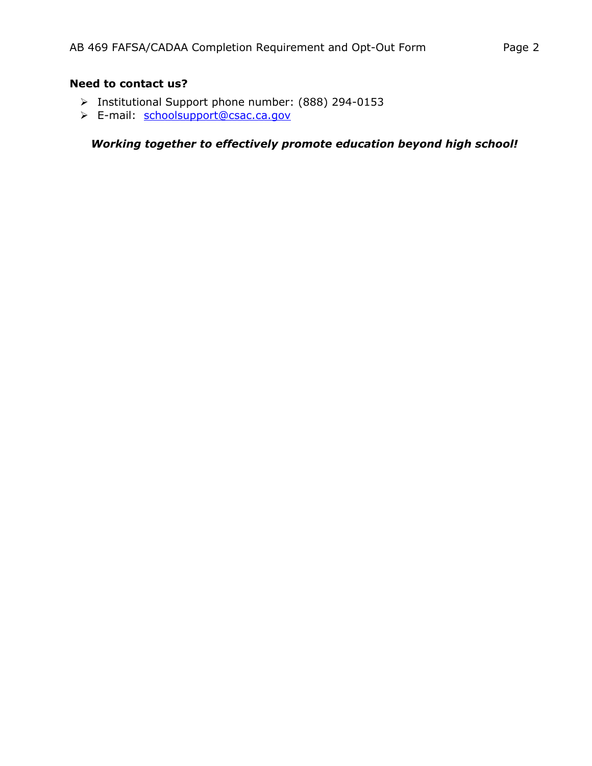**Need to contact us?**

- Institutional Support phone number: (888) 294-0153
- E-mail: [schoolsupport@csac.ca.gov](mailto:schoolsupport@csac.ca.gov)

***Working together to effectively promote education beyond high school!***